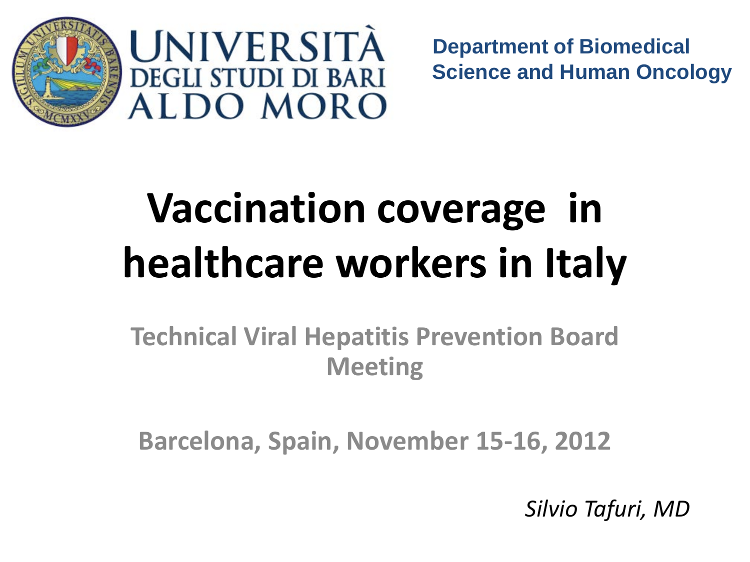UNIVERSITÀ DEGLI STUDI DI BARI ALDO MORO

**Department of Biomedical Science and Human Oncology**

# Vaccination coverage in healthcare workers in Italy

**Technical Viral Hepatitis Prevention Board Meeting**

**Barcelona, Spain, November 15-16, 2012**

*Silvio Tafuri, MD*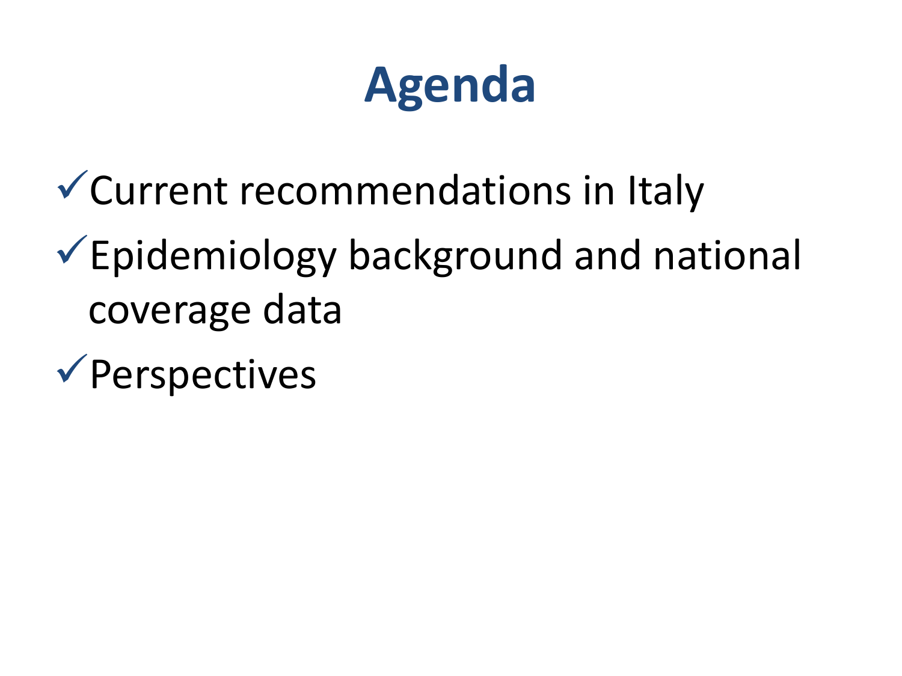# Agenda

- ✓ Current recommendations in Italy
- ✓ Epidemiology background and national coverage data
- ✓ Perspectives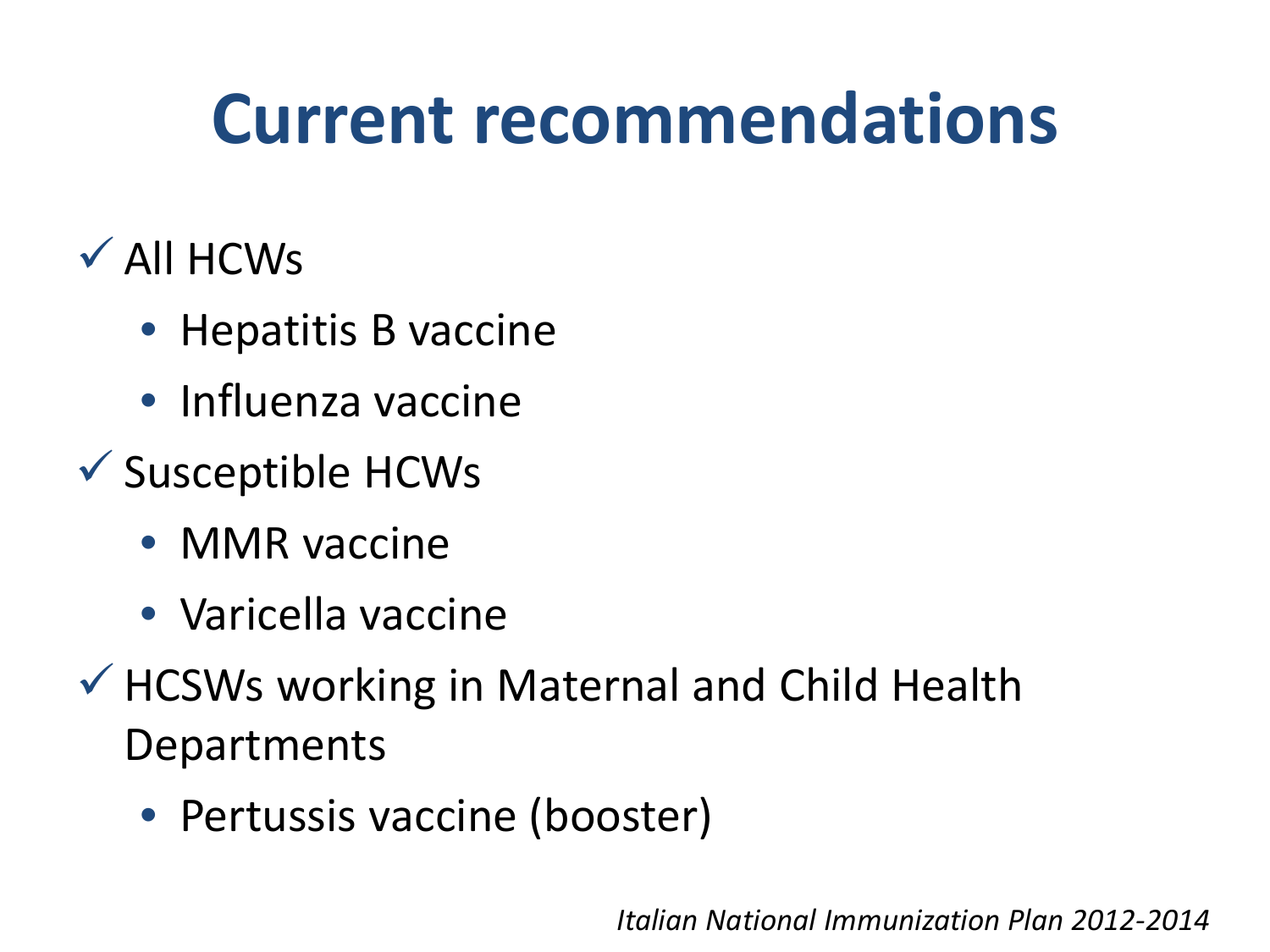# Current recommendations

- ✓ All HCWs
  - Hepatitis B vaccine
  - Influenza vaccine
- ✓ Susceptible HCWs
  - MMR vaccine
  - Varicella vaccine
- ✓ HCSWs working in Maternal and Child Health Departments
  - Pertussis vaccine (booster)

*Italian National Immunization Plan 2012-2014*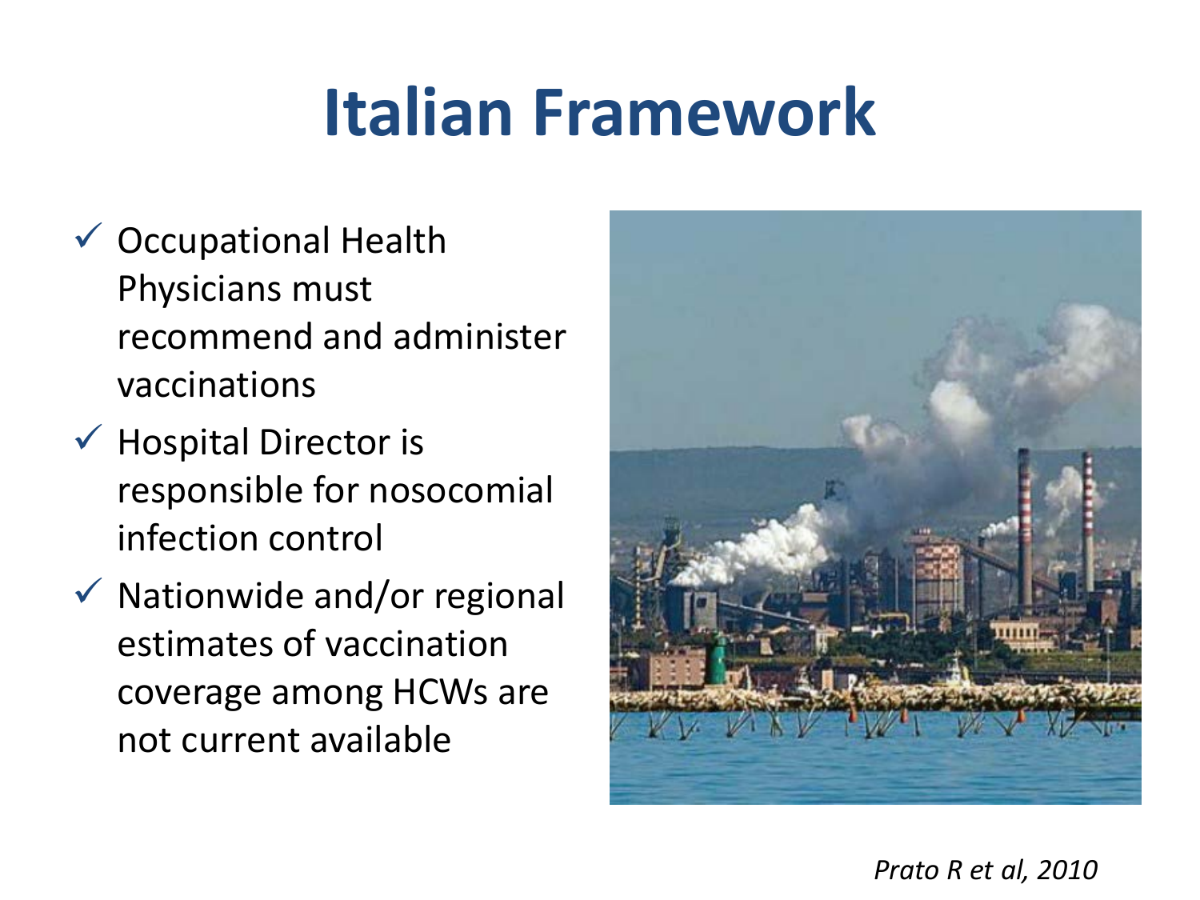# Italian Framework

- ✓ Occupational Health Physicians must recommend and administer vaccinations
- ✓ Hospital Director is responsible for nosocomial infection control
- ✓ Nationwide and/or regional estimates of vaccination coverage among HCWs are not current available

*Prato R et al, 2010*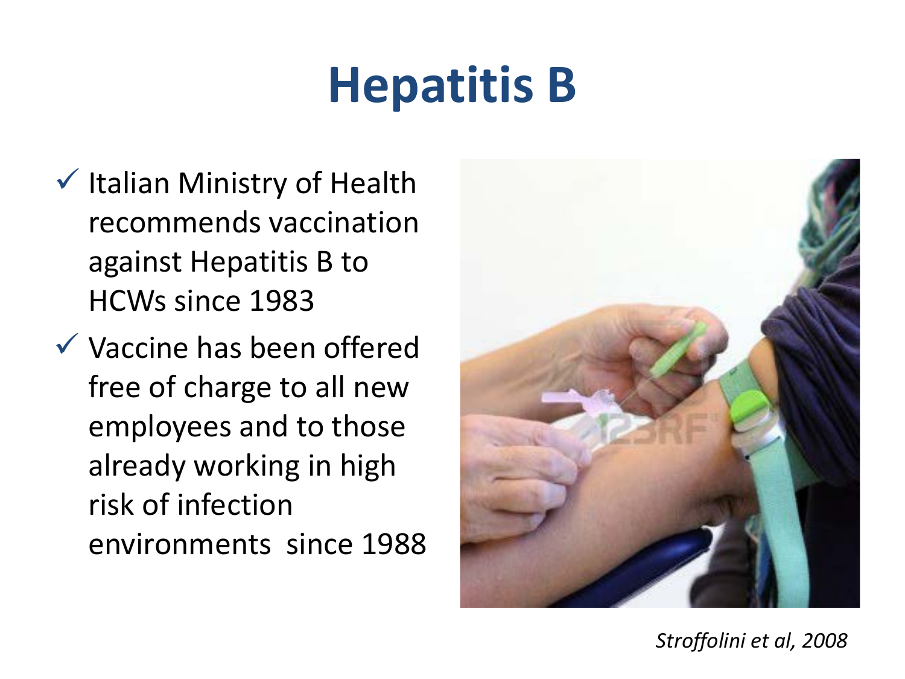# Hepatitis B

- Italian Ministry of Health recommends vaccination against Hepatitis B to HCWs since 1983
- Vaccine has been offered free of charge to all new employees and to those already working in high risk of infection environments since 1988

*Stroffolini et al, 2008*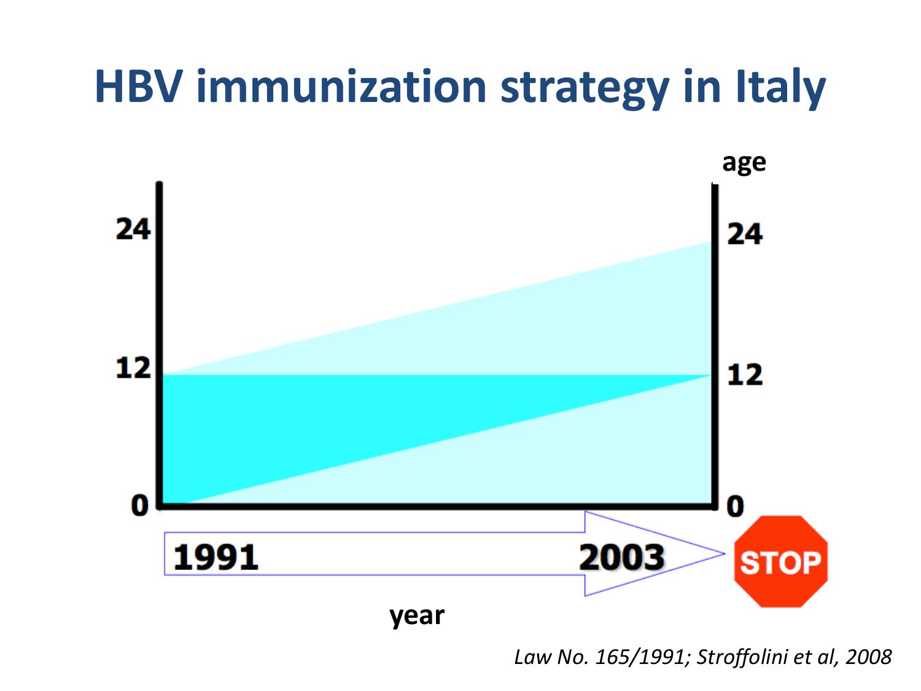# HBV immunization strategy in Italy

age

24

12

0

24

12

0

1991

2003

STOP

year

*Law No. 165/1991; Stroffolini et al, 2008*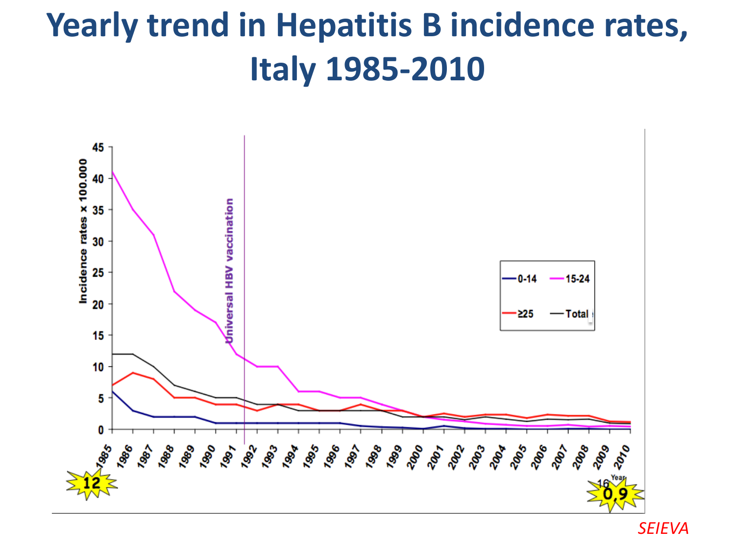# Yearly trend in Hepatitis B incidence rates, Italy 1985-2010

Incidence rates x 100.000

Universal HBV vaccination

0-14 | 15-24 | ≥25 | Total

Year

12

0,9

*SEIEVA*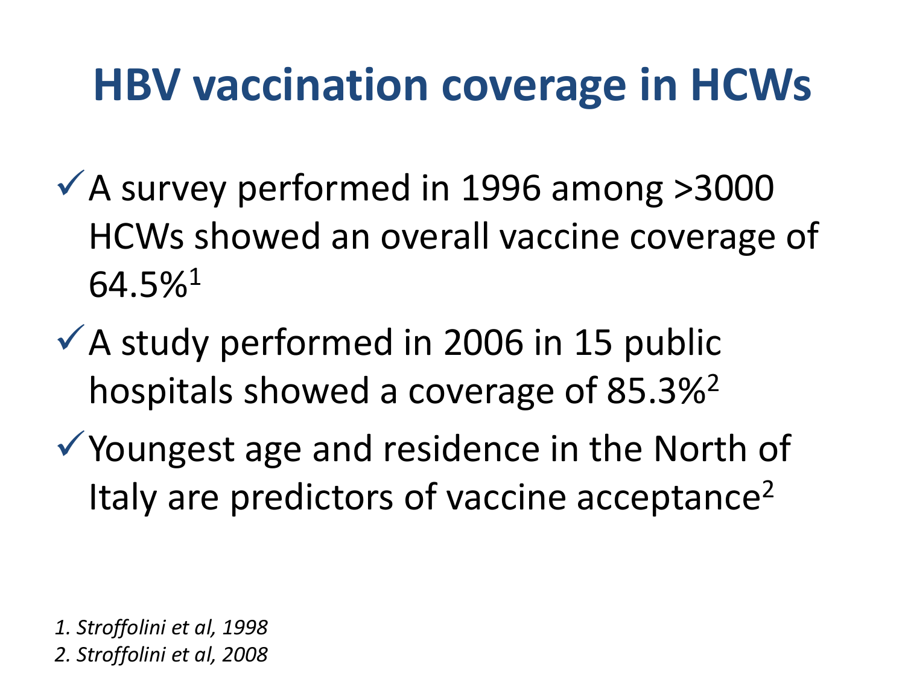# HBV vaccination coverage in HCWs

- ✓ A survey performed in 1996 among >3000 HCWs showed an overall vaccine coverage of 64.5%[1]
- ✓ A study performed in 2006 in 15 public hospitals showed a coverage of 85.3%[2]
- ✓ Youngest age and residence in the North of Italy are predictors of vaccine acceptance[2]

*1. Stroffolini et al, 1998*
*2. Stroffolini et al, 2008*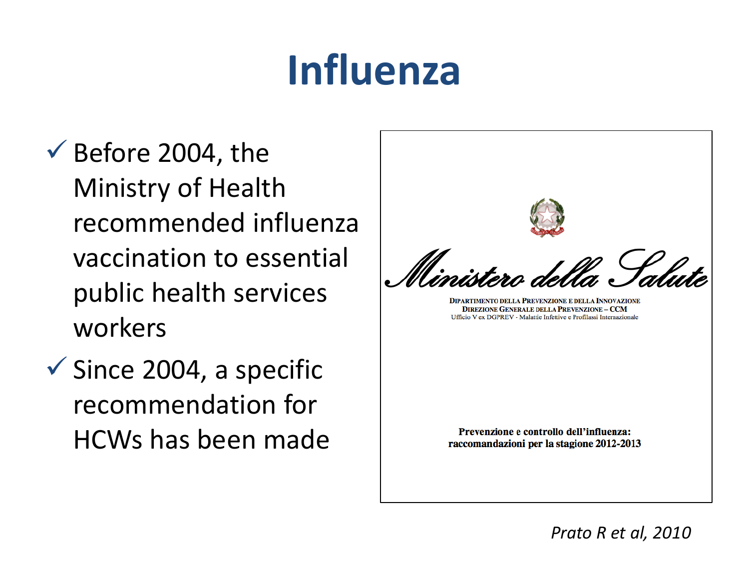# Influenza

- ✓ Before 2004, the Ministry of Health recommended influenza vaccination to essential public health services workers
- ✓ Since 2004, a specific recommendation for HCWs has been made

Ministero della Salute

DIPARTIMENTO DELLA PREVENZIONE E DELLA INNOVAZIONE
DIREZIONE GENERALE DELLA PREVENZIONE – CCM
Ufficio V ex DGPREV - Malattie Infettive e Profilassi Internazionale

**Prevenzione e controllo dell'influenza: raccomandazioni per la stagione 2012-2013**

*Prato R et al, 2010*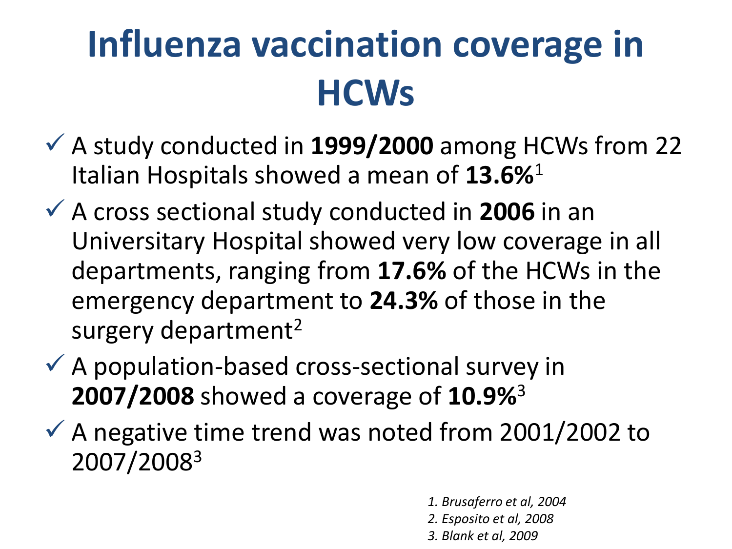# Influenza vaccination coverage in HCWs

- ✓ A study conducted in **1999/2000** among HCWs from 22 Italian Hospitals showed a mean of **13.6%**[1]
- ✓ A cross sectional study conducted in **2006** in an Universitary Hospital showed very low coverage in all departments, ranging from **17.6%** of the HCWs in the emergency department to **24.3%** of those in the surgery department[2]
- ✓ A population-based cross-sectional survey in **2007/2008** showed a coverage of **10.9%**[3]
- ✓ A negative time trend was noted from 2001/2002 to 2007/2008[3]

*1. Brusaferro et al, 2004*
*2. Esposito et al, 2008*
*3. Blank et al, 2009*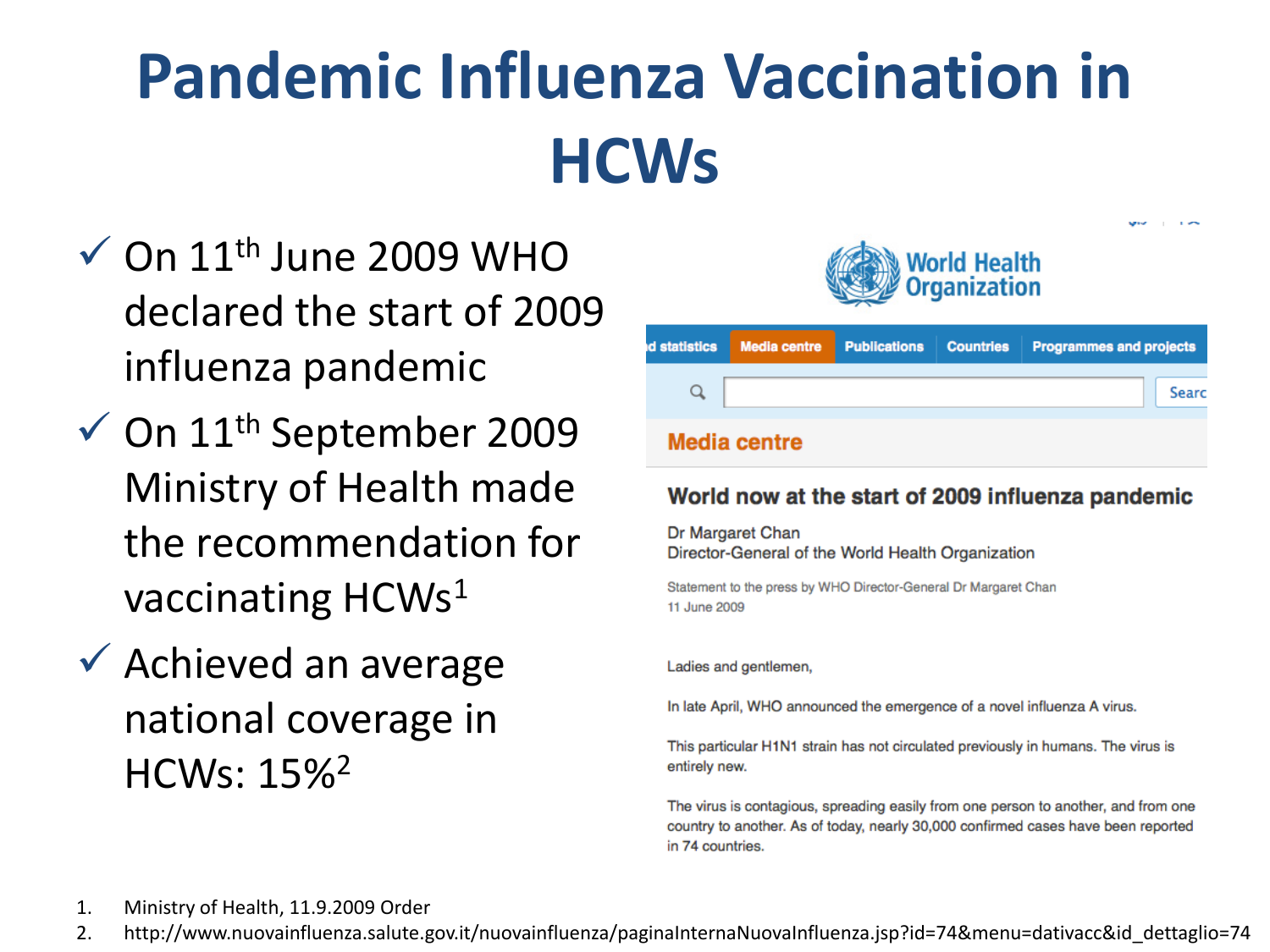# Pandemic Influenza Vaccination in HCWs

- ✓ On 11th June 2009 WHO declared the start of 2009 influenza pandemic
- ✓ On 11th September 2009 Ministry of Health made the recommendation for vaccinating HCWs[1]
- ✓ Achieved an average national coverage in HCWs: 15%[2]

World Health Organization

d statistics | Media centre | Publications | Countries | Programmes and projects

Searc

**Media centre**

**World now at the start of 2009 influenza pandemic**

Dr Margaret Chan
Director-General of the World Health Organization

Statement to the press by WHO Director-General Dr Margaret Chan
11 June 2009

Ladies and gentlemen,

In late April, WHO announced the emergence of a novel influenza A virus.

This particular H1N1 strain has not circulated previously in humans. The virus is entirely new.

The virus is contagious, spreading easily from one person to another, and from one country to another. As of today, nearly 30,000 confirmed cases have been reported in 74 countries.

1. Ministry of Health, 11.9.2009 Order
2. http://www.nuovainfluenza.salute.gov.it/nuovainfluenza/paginaInternaNuovaInfluenza.jsp?id=74&menu=dativacc&id_dettaglio=74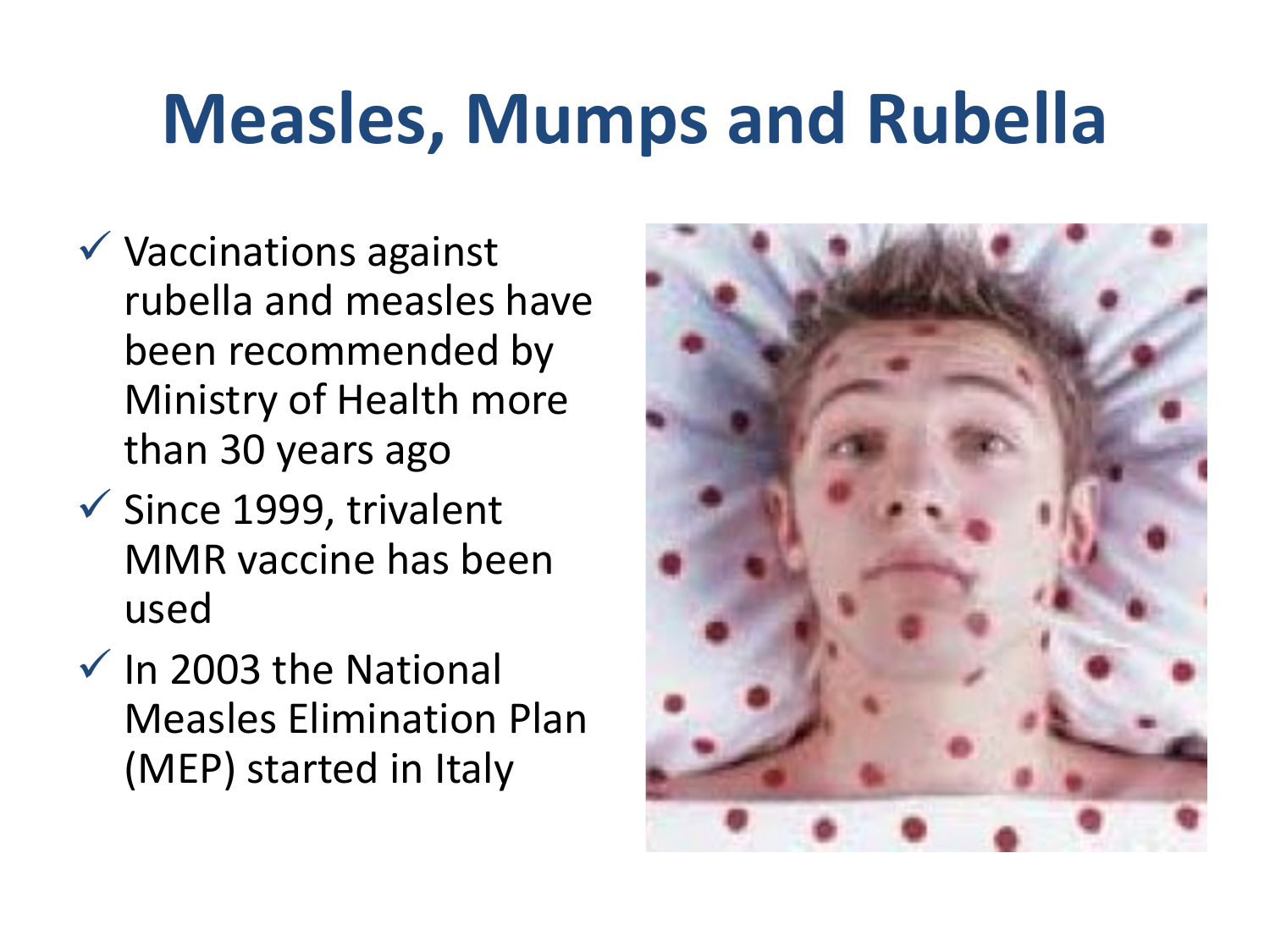# Measles, Mumps and Rubella

- ✓ Vaccinations against rubella and measles have been recommended by Ministry of Health more than 30 years ago
- ✓ Since 1999, trivalent MMR vaccine has been used
- ✓ In 2003 the National Measles Elimination Plan (MEP) started in Italy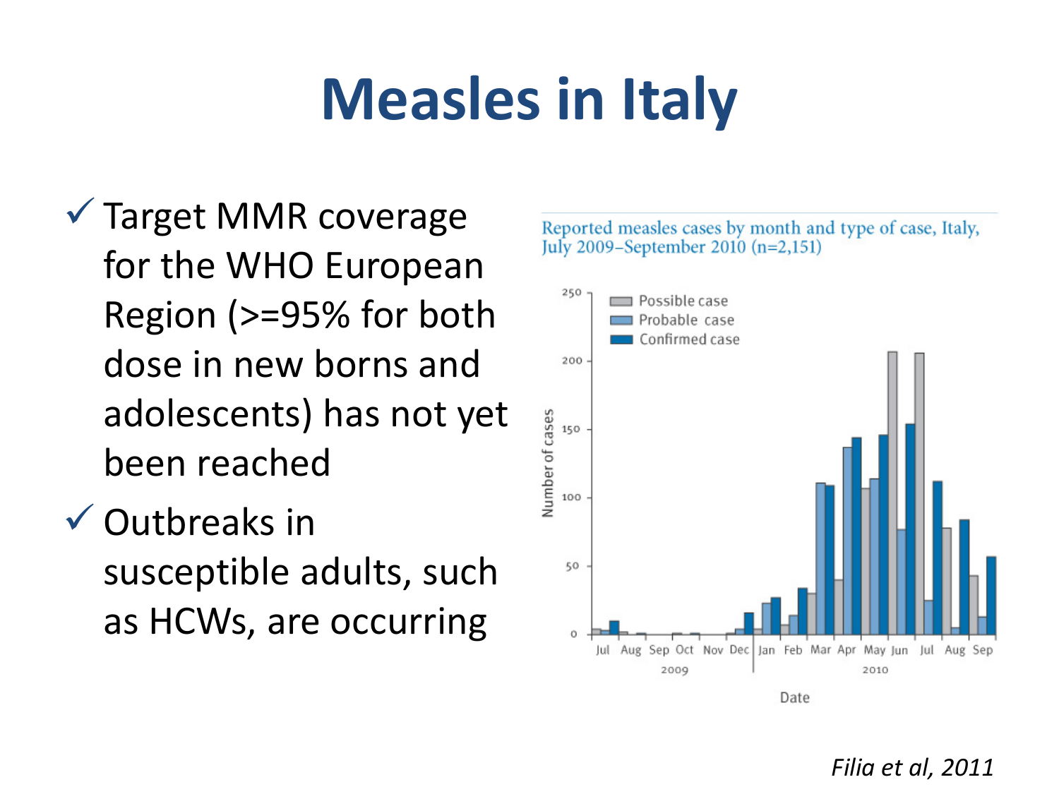# Measles in Italy

- ✓ Target MMR coverage for the WHO European Region (>=95% for both dose in new borns and adolescents) has not yet been reached
- ✓ Outbreaks in susceptible adults, such as HCWs, are occurring

Reported measles cases by month and type of case, Italy, July 2009–September 2010 (n=2,151)

*Filia et al, 2011*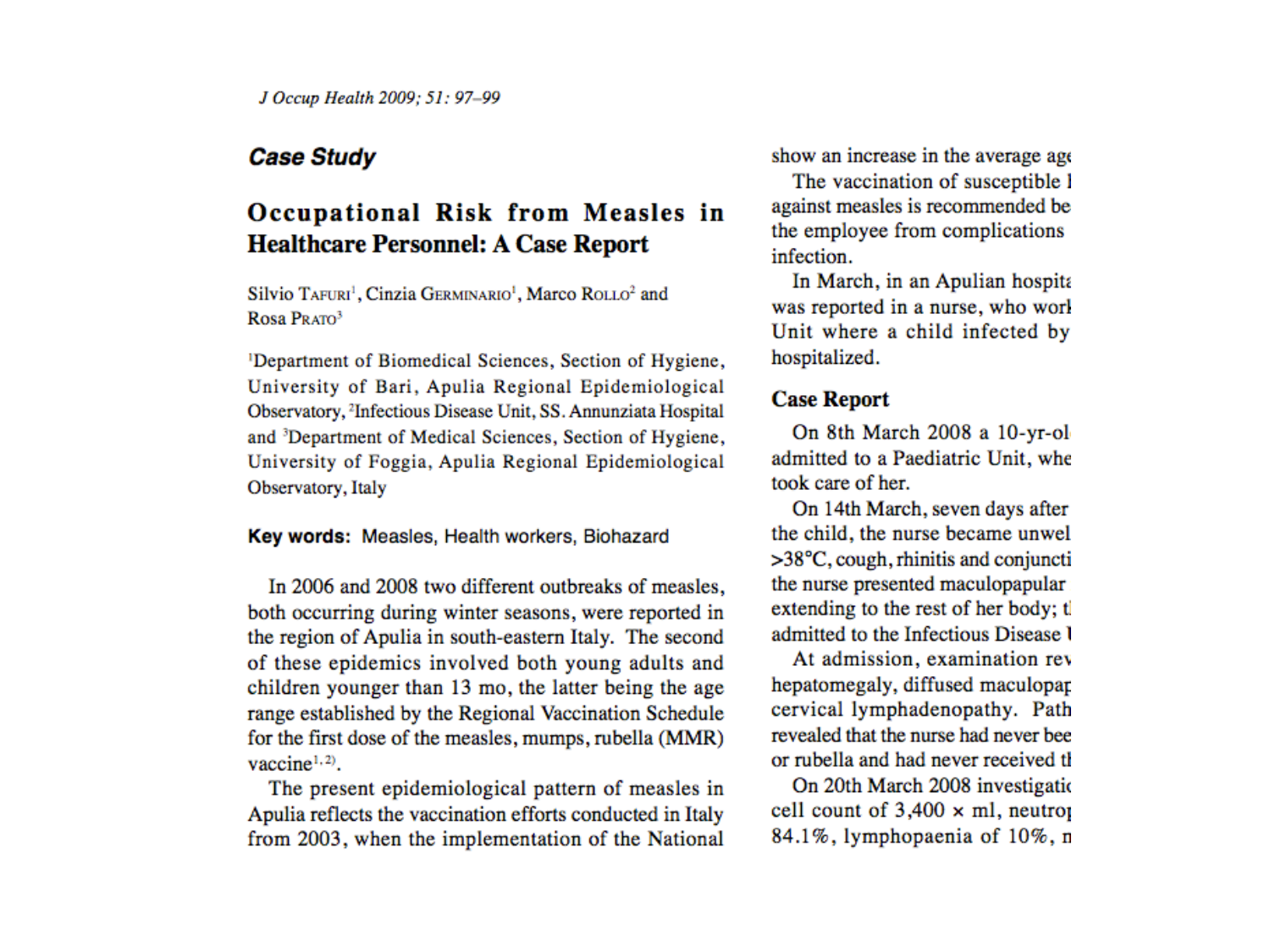*Case Study*

# Occupational Risk from Measles in Healthcare Personnel: A Case Report

Silvio Tafuri[1], Cinzia Germinario[1], Marco Rollo[2] and Rosa Prato[3]

[1]Department of Biomedical Sciences, Section of Hygiene, University of Bari, Apulia Regional Epidemiological Observatory, [2]Infectious Disease Unit, SS. Annunziata Hospital and [3]Department of Medical Sciences, Section of Hygiene, University of Foggia, Apulia Regional Epidemiological Observatory, Italy

**Key words:** Measles, Health workers, Biohazard

In 2006 and 2008 two different outbreaks of measles, both occurring during winter seasons, were reported in the region of Apulia in south-eastern Italy. The second of these epidemics involved both young adults and children younger than 13 mo, the latter being the age range established by the Regional Vaccination Schedule for the first dose of the measles, mumps, rubella (MMR) vaccine[1,2].

The present epidemiological pattern of measles in Apulia reflects the vaccination efforts conducted in Italy from 2003, when the implementation of the National

show an increase in the average age

The vaccination of susceptible l against measles is recommended be the employee from complications infection.

In March, in an Apulian hospita was reported in a nurse, who work Unit where a child infected by hospitalized.

## Case Report

On 8th March 2008 a 10-yr-ol admitted to a Paediatric Unit, whe took care of her.

On 14th March, seven days after the child, the nurse became unwel >38°C, cough, rhinitis and conjuncti the nurse presented maculopapular extending to the rest of her body; t admitted to the Infectious Disease l

At admission, examination rev hepatomegaly, diffused maculopap cervical lymphadenopathy. Path revealed that the nurse had never bee or rubella and had never received t

On 20th March 2008 investigatio cell count of 3,400 × ml, neutrop 84.1%, lymphopaenia of 10%, n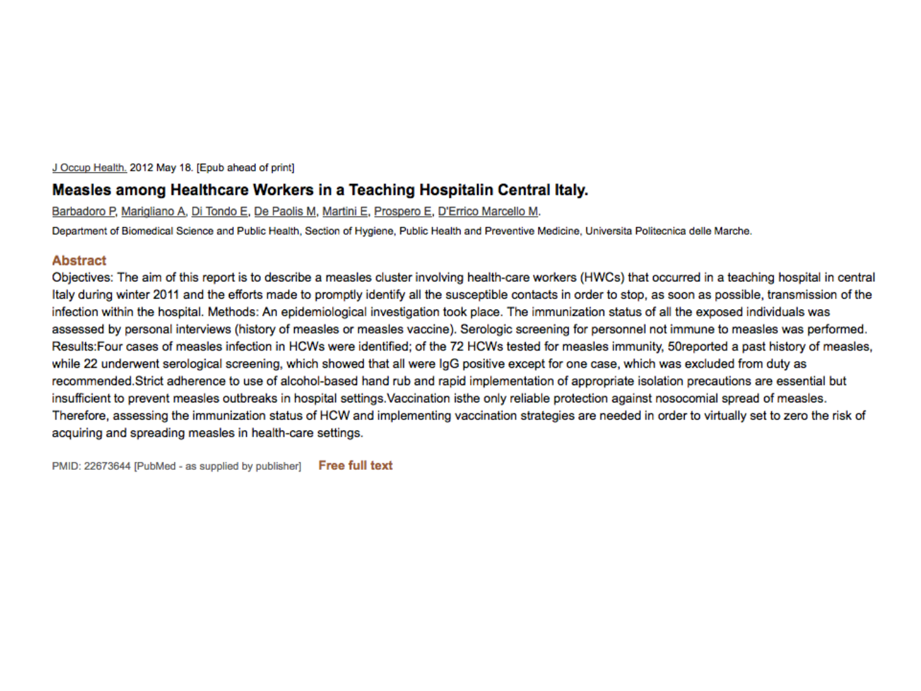J Occup Health. 2012 May 18. [Epub ahead of print]

## Measles among Healthcare Workers in a Teaching Hospitalin Central Italy.

Barbadoro P, Marigliano A, Di Tondo E, De Paolis M, Martini E, Prospero E, D'Errico Marcello M.

Department of Biomedical Science and Public Health, Section of Hygiene, Public Health and Preventive Medicine, Universita Politecnica delle Marche.

### Abstract

Objectives: The aim of this report is to describe a measles cluster involving health-care workers (HWCs) that occurred in a teaching hospital in central Italy during winter 2011 and the efforts made to promptly identify all the susceptible contacts in order to stop, as soon as possible, transmission of the infection within the hospital. Methods: An epidemiological investigation took place. The immunization status of all the exposed individuals was assessed by personal interviews (history of measles or measles vaccine). Serologic screening for personnel not immune to measles was performed. Results:Four cases of measles infection in HCWs were identified; of the 72 HCWs tested for measles immunity, 50reported a past history of measles, while 22 underwent serological screening, which showed that all were IgG positive except for one case, which was excluded from duty as recommended.Strict adherence to use of alcohol-based hand rub and rapid implementation of appropriate isolation precautions are essential but insufficient to prevent measles outbreaks in hospital settings.Vaccination isthe only reliable protection against nosocomial spread of measles. Therefore, assessing the immunization status of HCW and implementing vaccination strategies are needed in order to virtually set to zero the risk of acquiring and spreading measles in health-care settings.

PMID: 22673644 [PubMed - as supplied by publisher] **Free full text**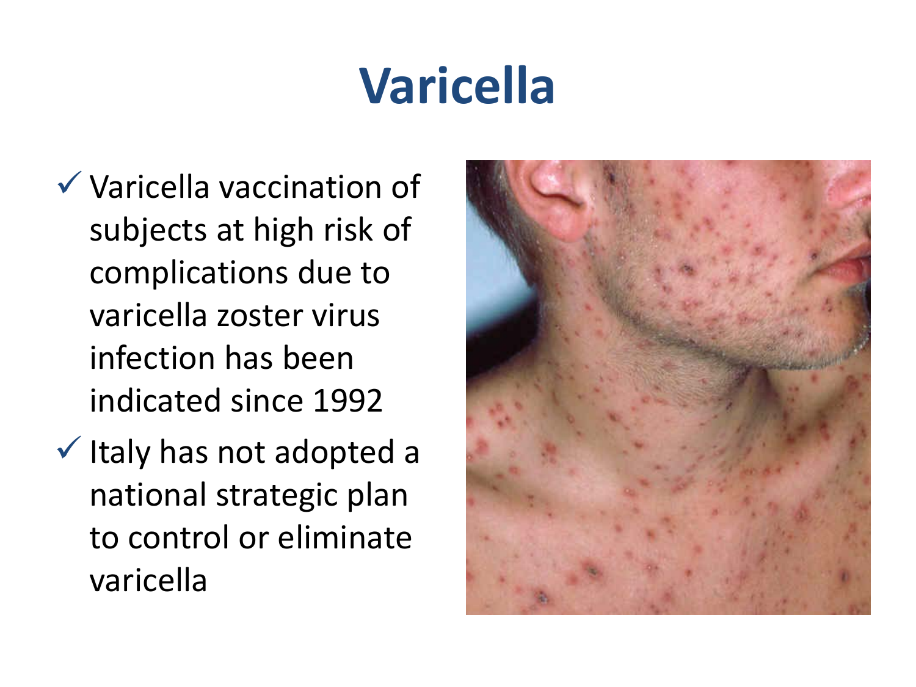# Varicella

- Varicella vaccination of subjects at high risk of complications due to varicella zoster virus infection has been indicated since 1992
- Italy has not adopted a national strategic plan to control or eliminate varicella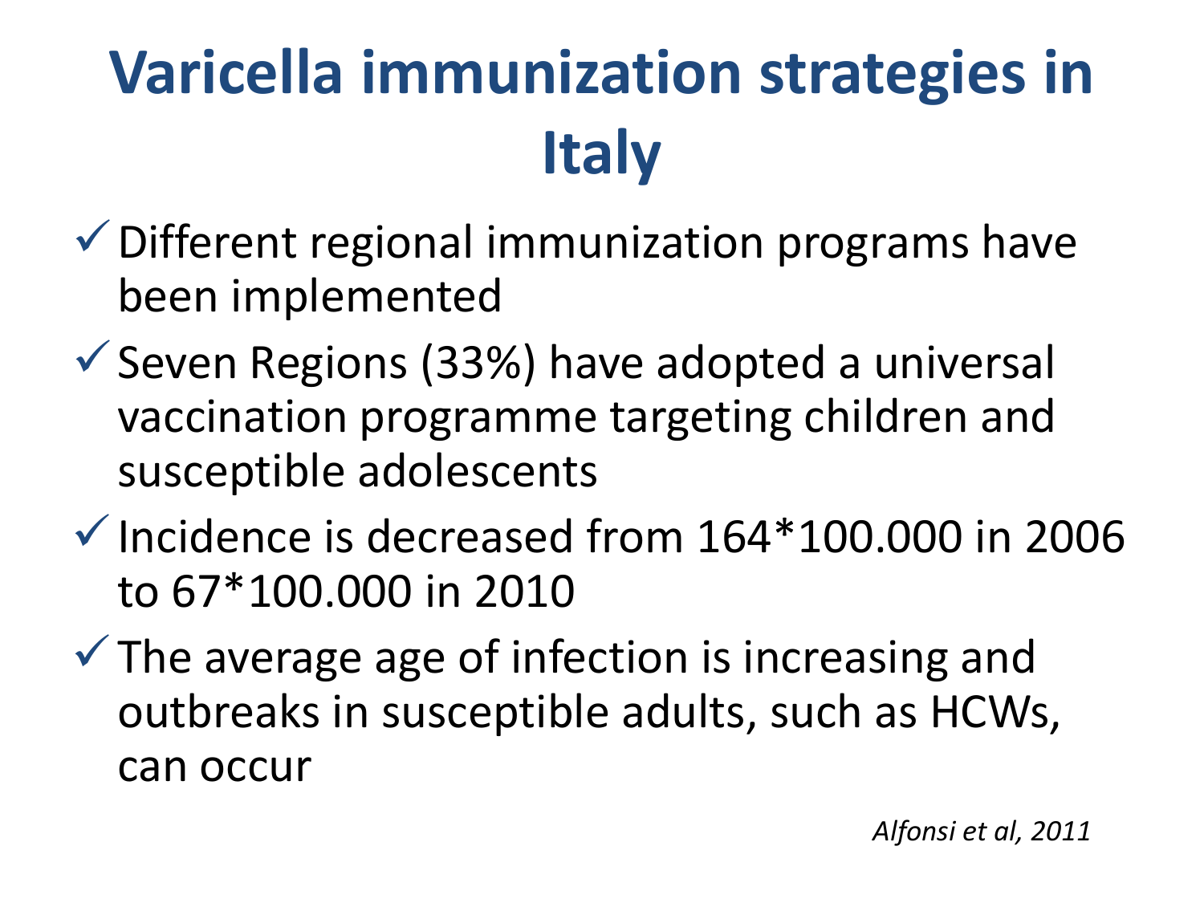# Varicella immunization strategies in Italy

- ✓ Different regional immunization programs have been implemented
- ✓ Seven Regions (33%) have adopted a universal vaccination programme targeting children and susceptible adolescents
- ✓ Incidence is decreased from 164*100.000 in 2006 to 67*100.000 in 2010
- ✓ The average age of infection is increasing and outbreaks in susceptible adults, such as HCWs, can occur

*Alfonsi et al, 2011*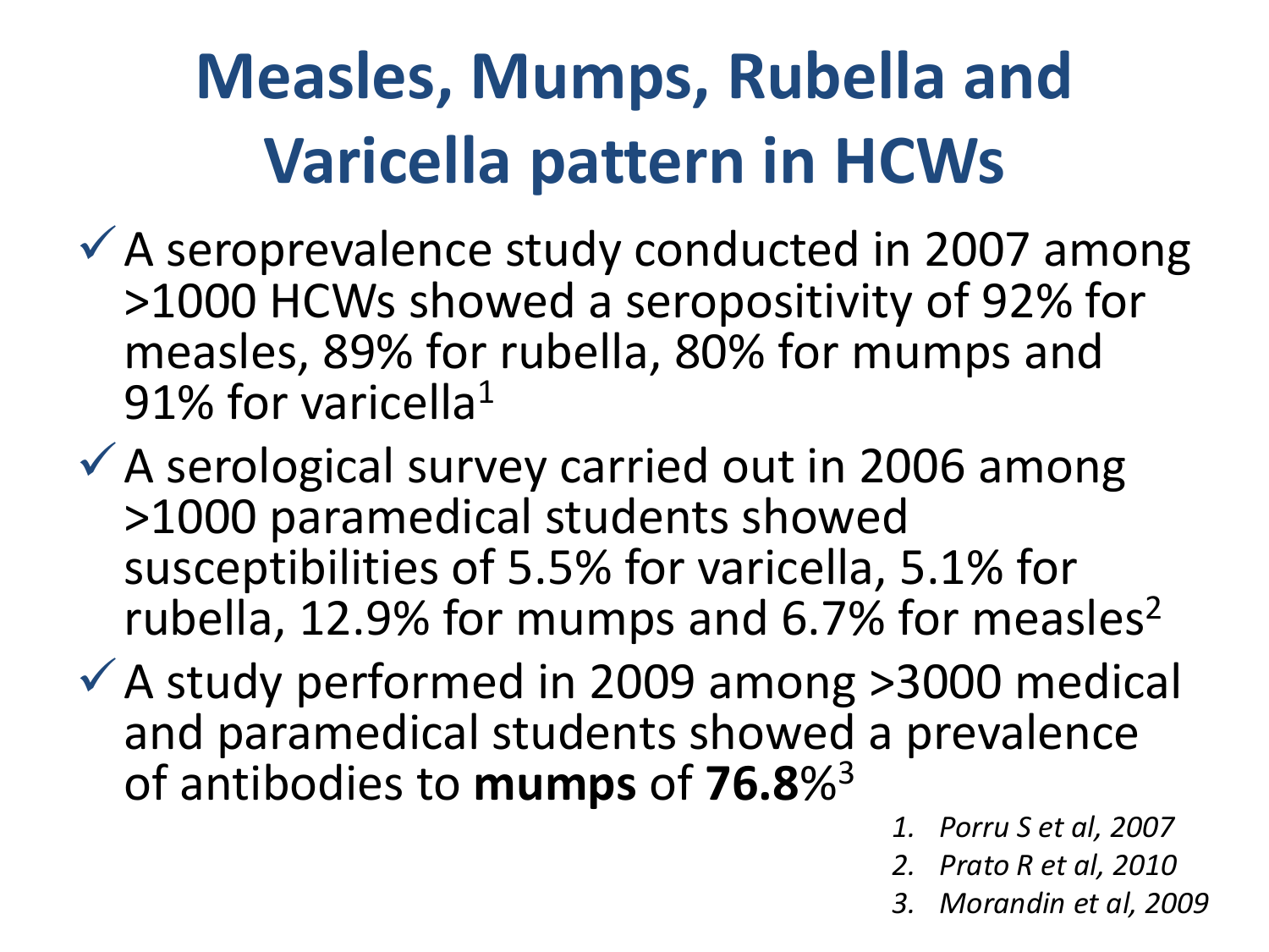# Measles, Mumps, Rubella and Varicella pattern in HCWs

- ✓ A seroprevalence study conducted in 2007 among >1000 HCWs showed a seropositivity of 92% for measles, 89% for rubella, 80% for mumps and 91% for varicella[1]
- ✓ A serological survey carried out in 2006 among >1000 paramedical students showed susceptibilities of 5.5% for varicella, 5.1% for rubella, 12.9% for mumps and 6.7% for measles[2]
- ✓ A study performed in 2009 among >3000 medical and paramedical students showed a prevalence of antibodies to **mumps** of **76.8**%[3]

1. *Porru S et al, 2007*
2. *Prato R et al, 2010*
3. *Morandin et al, 2009*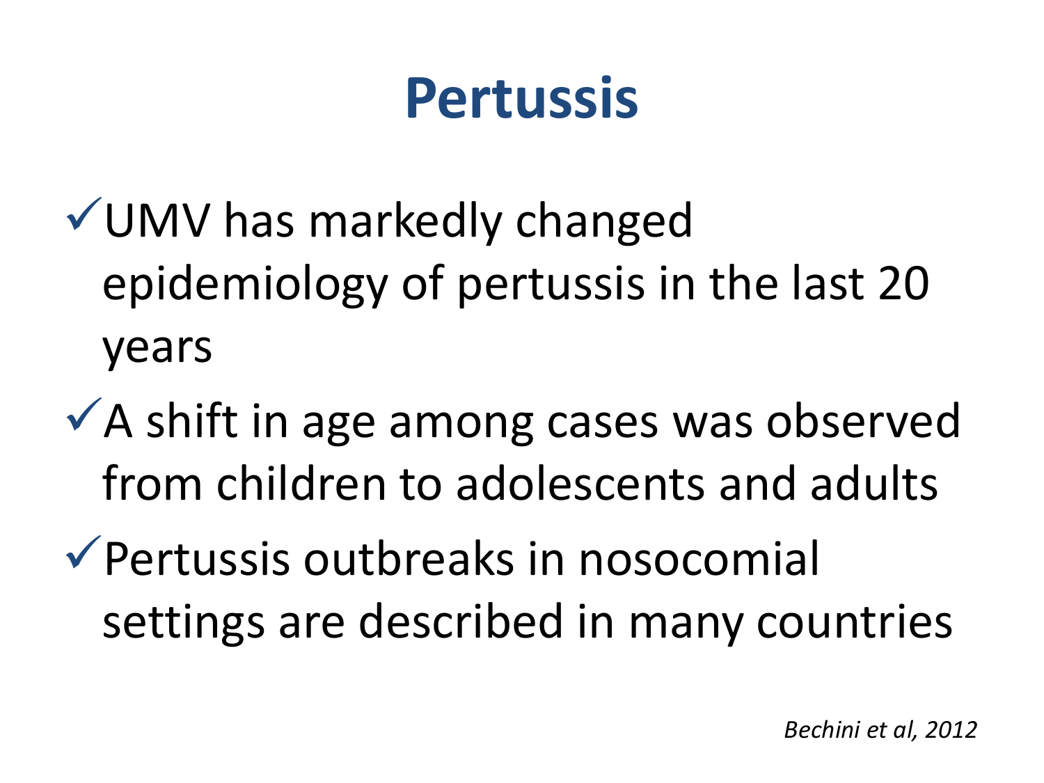# Pertussis

- ✓UMV has markedly changed epidemiology of pertussis in the last 20 years
- ✓A shift in age among cases was observed from children to adolescents and adults
- ✓Pertussis outbreaks in nosocomial settings are described in many countries

*Bechini et al, 2012*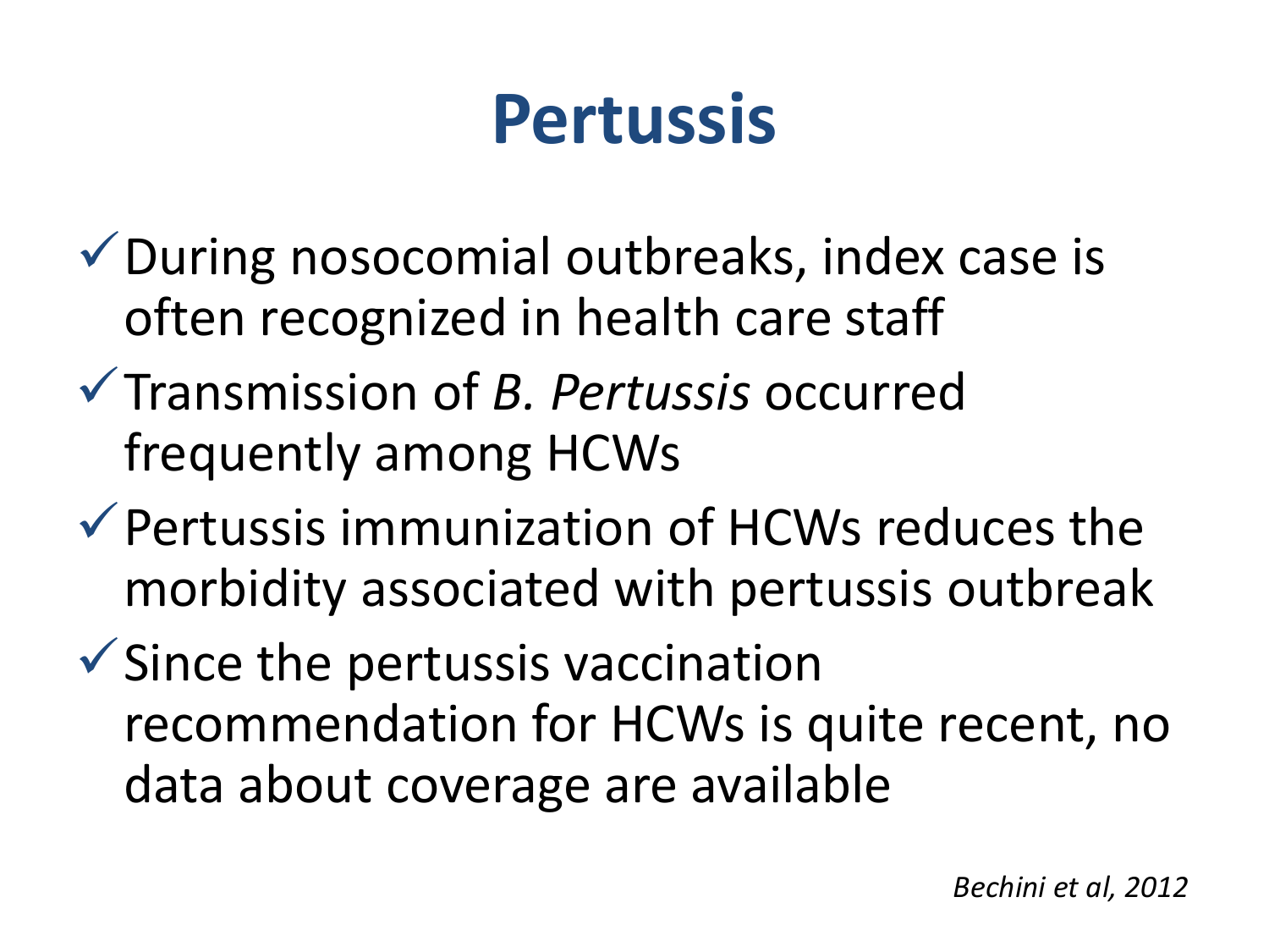# Pertussis

- ✓ During nosocomial outbreaks, index case is often recognized in health care staff
- ✓ Transmission of *B. Pertussis* occurred frequently among HCWs
- ✓ Pertussis immunization of HCWs reduces the morbidity associated with pertussis outbreak
- ✓ Since the pertussis vaccination recommendation for HCWs is quite recent, no data about coverage are available

*Bechini et al, 2012*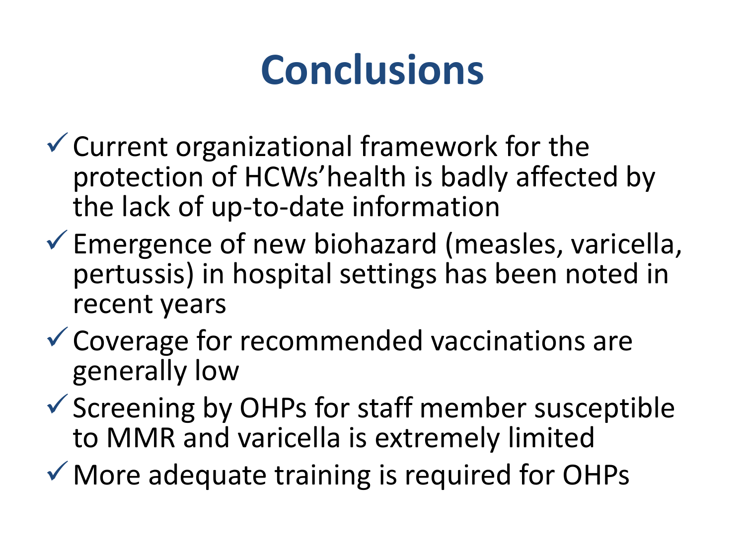# Conclusions

- ✓ Current organizational framework for the protection of HCWs'health is badly affected by the lack of up-to-date information
- ✓ Emergence of new biohazard (measles, varicella, pertussis) in hospital settings has been noted in recent years
- ✓ Coverage for recommended vaccinations are generally low
- ✓ Screening by OHPs for staff member susceptible to MMR and varicella is extremely limited
- ✓ More adequate training is required for OHPs